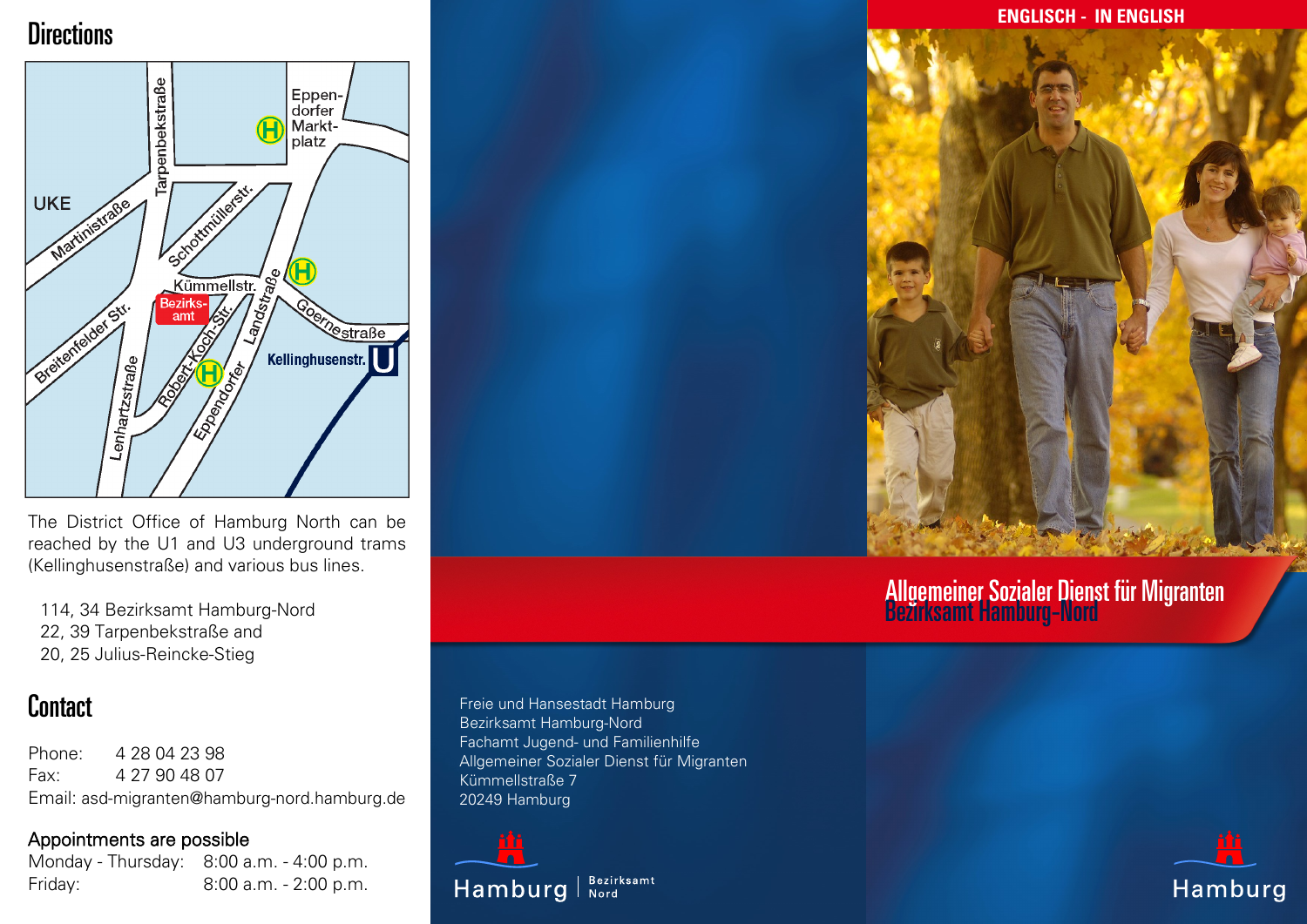## Directions

The District Office of Hamburg North can be reached by the U1 and U3 underground trams (Kellinghusenstraße) and various bus lines.

114, 34 Bezirksamt Hamburg-Nord
22, 39 Tarpenbekstraße and
20, 25 Julius-Reincke-Stieg

## Contact

Phone: 4 28 04 23 98
Fax: 4 27 90 48 07
Email: asd-migranten@hamburg-nord.hamburg.de

### Appointments are possible

Monday - Thursday: 8:00 a.m. - 4:00 p.m.
Friday: 8:00 a.m. - 2:00 p.m.

Freie und Hansestadt Hamburg
Bezirksamt Hamburg-Nord
Fachamt Jugend- und Familienhilfe
Allgemeiner Sozialer Dienst für Migranten
Kümmellstraße 7
20249 Hamburg

Hamburg | Bezirksamt Nord

**ENGLISCH - IN ENGLISH**

# Allgemeiner Sozialer Dienst für Migranten

## Bezirksamt Hamburg-Nord

Hamburg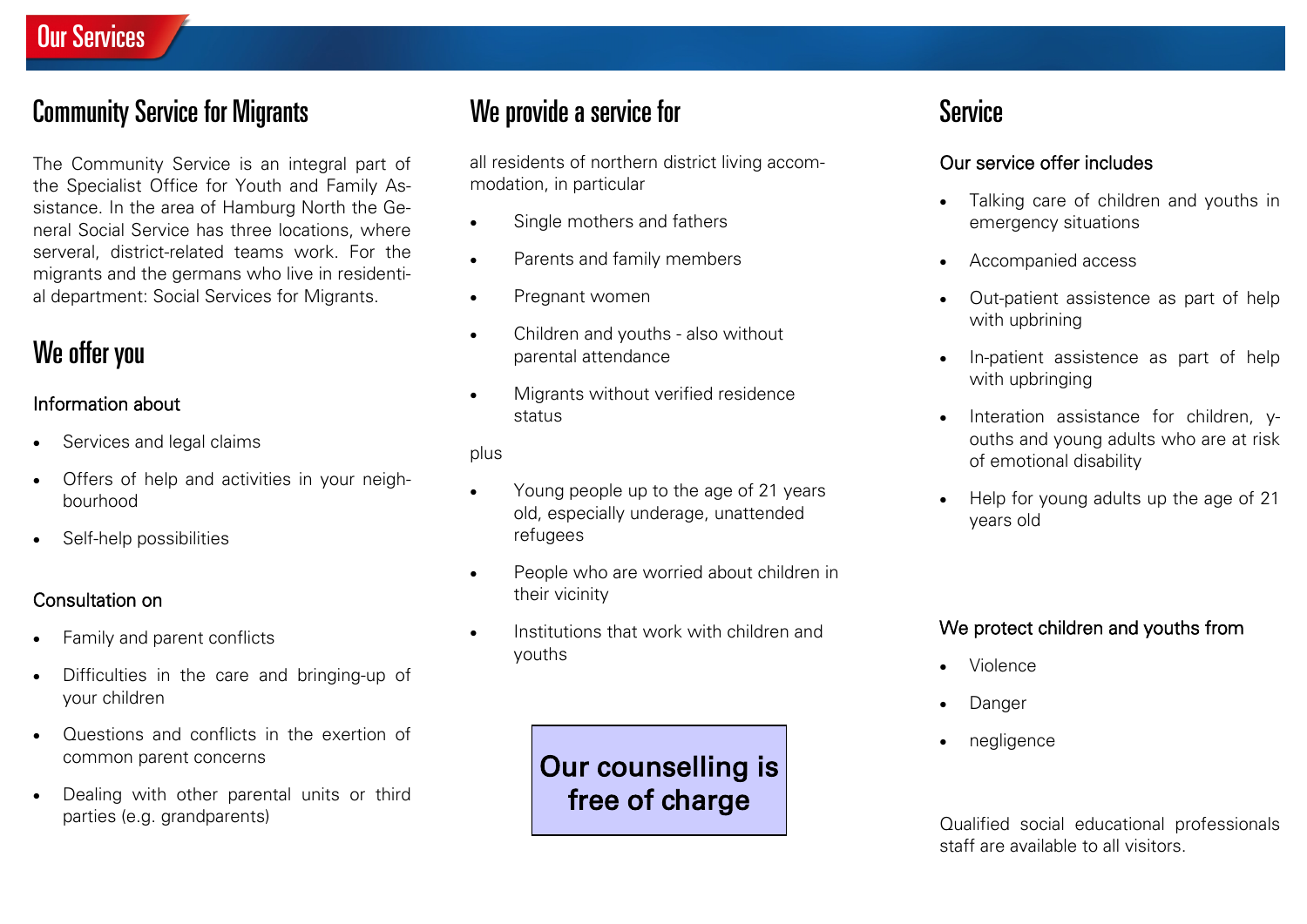# Our Services

## Community Service for Migrants

The Community Service is an integral part of the Specialist Office for Youth and Family Assistance. In the area of Hamburg North the General Social Service has three locations, where serveral, district-related teams work. For the migrants and the germans who live in residential department: Social Services for Migrants.

## We offer you

### Information about

- Services and legal claims
- Offers of help and activities in your neighbourhood
- Self-help possibilities

### Consultation on

- Family and parent conflicts
- Difficulties in the care and bringing-up of your children
- Questions and conflicts in the exertion of common parent concerns
- Dealing with other parental units or third parties (e.g. grandparents)

## We provide a service for

all residents of northern district living accommodation, in particular

- Single mothers and fathers
- Parents and family members
- Pregnant women
- Children and youths - also without parental attendance
- Migrants without verified residence status

plus

- Young people up to the age of 21 years old, especially underage, unattended refugees
- People who are worried about children in their vicinity
- Institutions that work with children and youths

**Our counselling is free of charge**

## Service

### Our service offer includes

- Talking care of children and youths in emergency situations
- Accompanied access
- Out-patient assistence as part of help with upbrining
- In-patient assistence as part of help with upbringing
- Interation assistance for children, youths and young adults who are at risk of emotional disability
- Help for young adults up the age of 21 years old

### We protect children and youths from

- Violence
- Danger
- negligence

Qualified social educational professionals staff are available to all visitors.